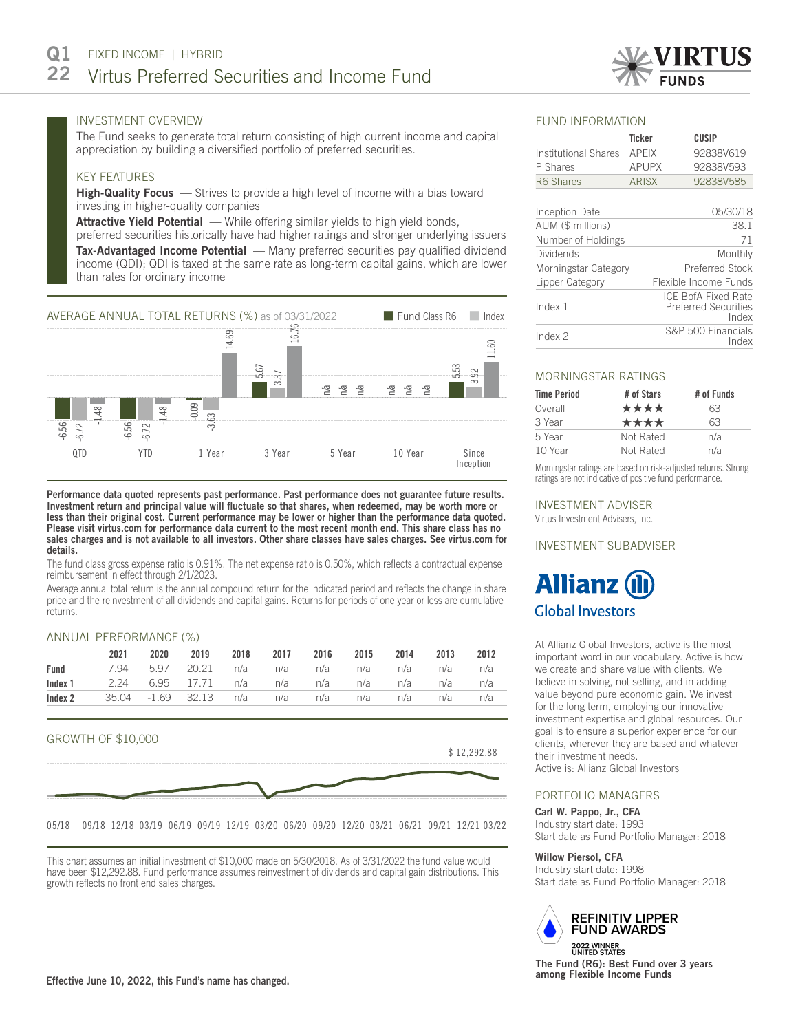# Q1 22 FIXED INCOME | HYBRID

# Virtus Preferred Securities and Income Fund

## INVESTMENT OVERVIEW

The Fund seeks to generate total return consisting of high current income and capital appreciation by building a diversified portfolio of preferred securities.

## KEY FEATURES

**High-Quality Focus** — Strives to provide a high level of income with a bias toward investing in higher-quality companies

**Attractive Yield Potential** — While offering similar yields to high yield bonds, preferred securities historically have had higher ratings and stronger underlying issuers

**Tax-Advantaged Income Potential** — Many preferred securities pay qualified dividend income (QDI); QDI is taxed at the same rate as long-term capital gains, which are lower than rates for ordinary income

## AVERAGE ANNUAL TOTAL RETURNS (%) as of 03/31/2022

| | QTD | YTD | 1 Year | 3 Year | 5 Year | 10 Year | Since Inception |
|---|---|---|---|---|---|---|---|
| Fund Class R6 | -6.56 | -6.56 | -0.09 | 5.67 | n/a | n/a | 5.53 |
| Index 1 | -6.72 | -6.72 | -3.63 | 3.37 | n/a | n/a | 3.92 |
| Index 2 | -1.48 | -1.48 | 14.69 | 16.76 | n/a | n/a | 11.60 |

**Performance data quoted represents past performance. Past performance does not guarantee future results. Investment return and principal value will fluctuate so that shares, when redeemed, may be worth more or less than their original cost. Current performance may be lower or higher than the performance data quoted. Please visit virtus.com for performance data current to the most recent month end. This share class has no sales charges and is not available to all investors. Other share classes have sales charges. See virtus.com for details.**

The fund class gross expense ratio is 0.91%. The net expense ratio is 0.50%, which reflects a contractual expense reimbursement in effect through 2/1/2023.

Average annual total return is the annual compound return for the indicated period and reflects the change in share price and the reinvestment of all dividends and capital gains. Returns for periods of one year or less are cumulative returns.

## ANNUAL PERFORMANCE (%)

| | 2021 | 2020 | 2019 | 2018 | 2017 | 2016 | 2015 | 2014 | 2013 | 2012 |
|---|---|---|---|---|---|---|---|---|---|---|
| **Fund** | 7.94 | 5.97 | 20.21 | n/a | n/a | n/a | n/a | n/a | n/a | n/a |
| **Index 1** | 2.24 | 6.95 | 17.71 | n/a | n/a | n/a | n/a | n/a | n/a | n/a |
| **Index 2** | 35.04 | -1.69 | 32.13 | n/a | n/a | n/a | n/a | n/a | n/a | n/a |

## GROWTH OF $10,000

$ 12,292.88

05/18 09/18 12/18 03/19 06/19 09/19 12/19 03/20 06/20 09/20 12/20 03/21 06/21 09/21 12/21 03/22

This chart assumes an initial investment of $10,000 made on 5/30/2018. As of 3/31/2022 the fund value would have been $12,292.88. Fund performance assumes reinvestment of dividends and capital gain distributions. This growth reflects no front end sales charges.

**Effective June 10, 2022, this Fund's name has changed.**

## FUND INFORMATION

| | Ticker | CUSIP |
|---|---|---|
| Institutional Shares | APEIX | 92838V619 |
| P Shares | APUPX | 92838V593 |
| R6 Shares | ARISX | 92838V585 |

| | |
|---|---|
| Inception Date | 05/30/18 |
| AUM ($ millions) | 38.1 |
| Number of Holdings | 71 |
| Dividends | Monthly |
| Morningstar Category | Preferred Stock |
| Lipper Category | Flexible Income Funds |
| Index 1 | ICE BofA Fixed Rate Preferred Securities Index |
| Index 2 | S&P 500 Financials Index |

## MORNINGSTAR RATINGS

| Time Period | # of Stars | # of Funds |
|---|---|---|
| Overall | ★★★★ | 63 |
| 3 Year | ★★★★ | 63 |
| 5 Year | Not Rated | n/a |
| 10 Year | Not Rated | n/a |

Morningstar ratings are based on risk-adjusted returns. Strong ratings are not indicative of positive fund performance.

## INVESTMENT ADVISER

Virtus Investment Advisers, Inc.

## INVESTMENT SUBADVISER

Allianz Global Investors

At Allianz Global Investors, active is the most important word in our vocabulary. Active is how we create and share value with clients. We believe in solving, not selling, and in adding value beyond pure economic gain. We invest for the long term, employing our innovative investment expertise and global resources. Our goal is to ensure a superior experience for our clients, wherever they are based and whatever their investment needs.
Active is: Allianz Global Investors

## PORTFOLIO MANAGERS

**Carl W. Pappo, Jr., CFA**
Industry start date: 1993
Start date as Fund Portfolio Manager: 2018

**Willow Piersol, CFA**
Industry start date: 1998
Start date as Fund Portfolio Manager: 2018

REFINITIV LIPPER FUND AWARDS
2022 WINNER UNITED STATES

**The Fund (R6): Best Fund over 3 years among Flexible Income Funds**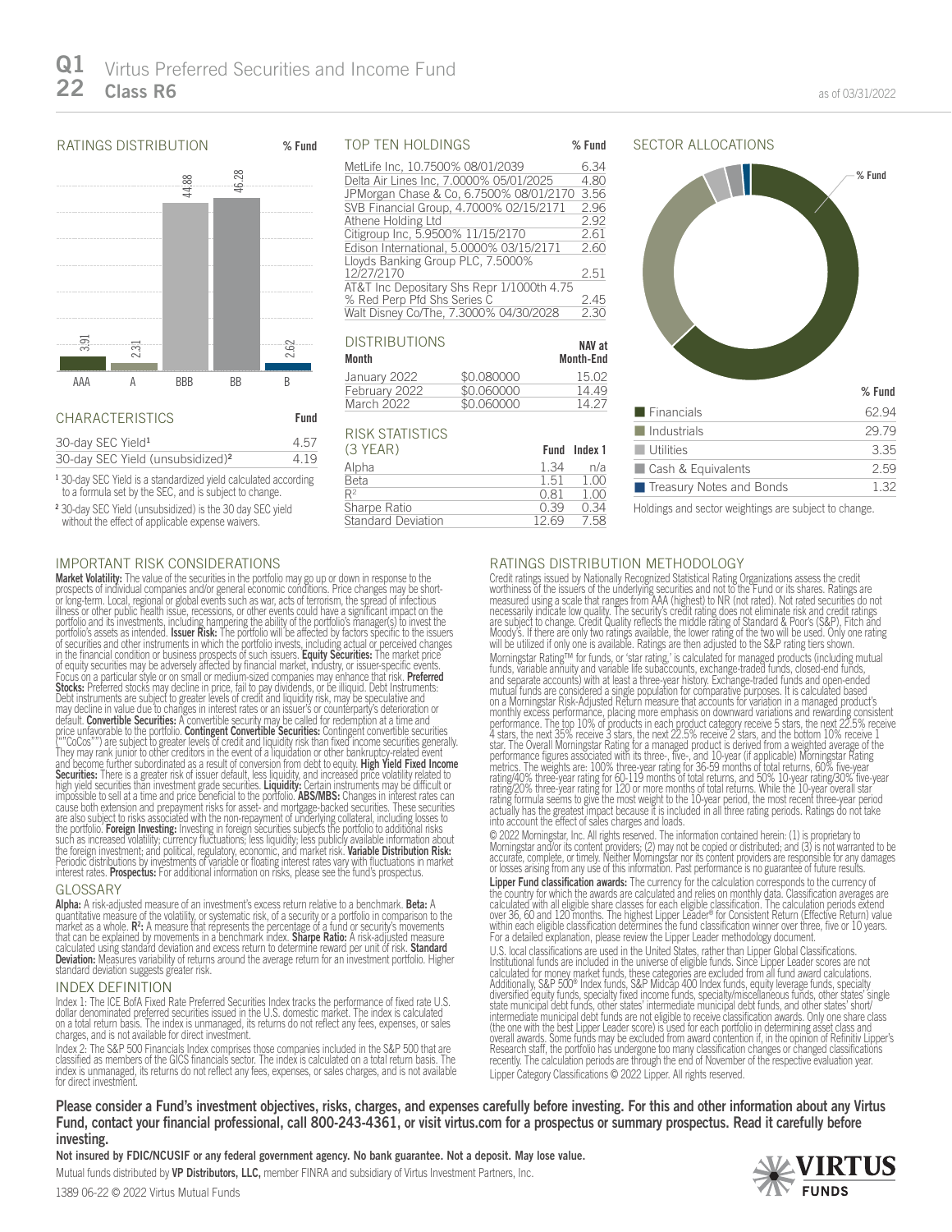# Q1 22 Virtus Preferred Securities and Income Fund
## Class R6

as of 03/31/2022

## RATINGS DISTRIBUTION

% Fund

3.91
2.31
44.88
46.28
2.62

AAA
A
BBB
BB
B

## CHARACTERISTICS

| | Fund |
|---|---|
| 30-day SEC Yield[1] | 4.57 |
| 30-day SEC Yield (unsubsidized)[2] | 4.19 |

[1] 30-day SEC Yield is a standardized yield calculated according to a formula set by the SEC, and is subject to change.

[2] 30-day SEC Yield (unsubsidized) is the 30 day SEC yield without the effect of applicable expense waivers.

## TOP TEN HOLDINGS

| | % Fund |
|---|---|
| MetLife Inc, 10.7500% 08/01/2039 | 6.34 |
| Delta Air Lines Inc, 7.0000% 05/01/2025 | 4.80 |
| JPMorgan Chase & Co, 6.7500% 08/01/2170 | 3.56 |
| SVB Financial Group, 4.7000% 02/15/2171 | 2.96 |
| Athene Holding Ltd | 2.92 |
| Citigroup Inc, 5.9500% 11/15/2170 | 2.61 |
| Edison International, 5.0000% 03/15/2171 | 2.60 |
| Lloyds Banking Group PLC, 7.5000% 12/27/2170 | 2.51 |
| AT&T Inc Depositary Shs Repr 1/1000th 4.75 % Red Perp Pfd Shs Series C | 2.45 |
| Walt Disney Co/The, 7.3000% 04/30/2028 | 2.30 |

## DISTRIBUTIONS

| Month | | NAV at Month-End |
|---|---|---|
| January 2022 | $0.080000 | 15.02 |
| February 2022 | $0.060000 | 14.49 |
| March 2022 | $0.060000 | 14.27 |

## RISK STATISTICS (3 YEAR)

| | Fund | Index 1 |
|---|---|---|
| Alpha | 1.34 | n/a |
| Beta | 1.51 | 1.00 |
| $R^2$ | 0.81 | 1.00 |
| Sharpe Ratio | 0.39 | 0.34 |
| Standard Deviation | 12.69 | 7.58 |

## SECTOR ALLOCATIONS

% Fund

| | % Fund |
|---|---|
| Financials | 62.94 |
| Industrials | 29.79 |
| Utilities | 3.35 |
| Cash & Equivalents | 2.59 |
| Treasury Notes and Bonds | 1.32 |

Holdings and sector weightings are subject to change.

## IMPORTANT RISK CONSIDERATIONS

**Market Volatility:** The value of the securities in the portfolio may go up or down in response to the prospects of individual companies and/or general economic conditions. Price changes may be short- or long-term. Local, regional or global events such as war, acts of terrorism, the spread of infectious illness or other public health issue, recessions, or other events could have a significant impact on the portfolio and its investments, including hampering the ability of the portfolio's manager(s) to invest the portfolio's assets as intended. **Issuer Risk:** The portfolio will be affected by factors specific to the issuers of securities and other instruments in which the portfolio invests, including actual or perceived changes in the financial condition or business prospects of such issuers. **Equity Securities:** The market price of equity securities may be adversely affected by financial market, industry, or issuer-specific events. Focus on a particular style or on small or medium-sized companies may enhance that risk. **Preferred Stocks:** Preferred stocks may decline in price, fail to pay dividends, or be illiquid. Debt Instruments: Debt instruments are subject to greater levels of credit and liquidity risk, may be speculative and may decline in value due to changes in interest rates or an issuer's or counterparty's deterioration or default. **Convertible Securities:** A convertible security may be called for redemption at a time and price unfavorable to the portfolio. **Contingent Convertible Securities:** Contingent convertible securities (""CoCos"") are subject to greater levels of credit and liquidity risk than fixed income securities generally. They may rank junior to other creditors in the event of a liquidation or other bankruptcy-related event and become further subordinated as a result of conversion from debt to equity. **High Yield Fixed Income Securities:** There is a greater risk of issuer default, less liquidity, and increased price volatility related to high yield securities than investment grade securities. **Liquidity:** Certain instruments may be difficult or impossible to sell at a time and price beneficial to the portfolio. **ABS/MBS:** Changes in interest rates can cause both extension and prepayment risks for asset- and mortgage-backed securities. These securities are also subject to risks associated with the non-repayment of underlying collateral, including losses to the portfolio. **Foreign Investing:** Investing in foreign securities subjects the portfolio to additional risks such as increased volatility; currency fluctuations; less liquidity; less publicly available information about the foreign investment; and political, regulatory, economic, and market risk. **Variable Distribution Risk:** Periodic distributions by investments of variable or floating interest rates vary with fluctuations in market interest rates. **Prospectus:** For additional information on risks, please see the fund's prospectus.

## GLOSSARY

**Alpha:** A risk-adjusted measure of an investment's excess return relative to a benchmark. **Beta:** A quantitative measure of the volatility, or systematic risk, of a security or a portfolio in comparison to the market as a whole. **$R^2$:** A measure that represents the percentage of a fund or security's movements that can be explained by movements in a benchmark index. **Sharpe Ratio:** A risk-adjusted measure calculated using standard deviation and excess return to determine reward per unit of risk. **Standard Deviation:** Measures variability of returns around the average return for an investment portfolio. Higher standard deviation suggests greater risk.

## INDEX DEFINITION

Index 1: The ICE BofA Fixed Rate Preferred Securities Index tracks the performance of fixed rate U.S. dollar denominated preferred securities issued in the U.S. domestic market. The index is calculated on a total return basis. The index is unmanaged, its returns do not reflect any fees, expenses, or sales charges, and is not available for direct investment.

Index 2: The S&P 500 Financials Index comprises those companies included in the S&P 500 that are classified as members of the GICS financials sector. The index is calculated on a total return basis. The index is unmanaged, its returns do not reflect any fees, expenses, or sales charges, and is not available for direct investment.

## RATINGS DISTRIBUTION METHODOLOGY

Credit ratings issued by Nationally Recognized Statistical Rating Organizations assess the credit worthiness of the issuers of the underlying securities and not to the Fund or its shares. Ratings are measured using a scale that ranges from AAA (highest) to NR (not rated). Not rated securities do not necessarily indicate low quality. The security's credit rating does not eliminate risk and credit ratings are subject to change. Credit Quality reflects the middle rating of Standard & Poor's (S&P), Fitch and Moody's. If there are only two ratings available, the lower rating of the two will be used. Only one rating will be utilized if only one is available. Ratings are then adjusted to the S&P rating tiers shown.

Morningstar Rating™ for funds, or 'star rating,' is calculated for managed products (including mutual funds, variable annuity and variable life subaccounts, exchange-traded funds, closed-end funds, and separate accounts) with at least a three-year history. Exchange-traded funds and open-ended mutual funds are considered a single population for comparative purposes. It is calculated based on a Morningstar Risk-Adjusted Return measure that accounts for variation in a managed product's monthly excess performance, placing more emphasis on downward variations and rewarding consistent performance. The top 10% of products in each product category receive 5 stars, the next 22.5% receive 4 stars, the next 35% receive 3 stars, the next 22.5% receive 2 stars, and the bottom 10% receive 1 star. The Overall Morningstar Rating for a managed product is derived from a weighted average of the performance figures associated with its three-, five-, and 10-year (if applicable) Morningstar Rating metrics. The weights are: 100% three-year rating for 36-59 months of total returns, 60% five-year rating/40% three-year rating for 60-119 months of total returns, and 50% 10-year rating/30% five-year rating/20% three-year rating for 120 or more months of total returns. While the 10-year overall star rating formula seems to give the most weight to the 10-year period, the most recent three-year period actually has the greatest impact because it is included in all three rating periods. Ratings do not take into account the effect of sales charges and loads.

© 2022 Morningstar, Inc. All rights reserved. The information contained herein: (1) is proprietary to Morningstar and/or its content providers; (2) may not be copied or distributed; and (3) is not warranted to be accurate, complete, or timely. Neither Morningstar nor its content providers are responsible for any damages or losses arising from any use of this information. Past performance is no guarantee of future results.

**Lipper Fund classification awards:** The currency for the calculation corresponds to the currency of the country for which the awards are calculated and relies on monthly data. Classification averages are calculated with all eligible share classes for each eligible classification. The calculation periods extend over 36, 60 and 120 months. The highest Lipper Leader® for Consistent Return (Effective Return) value within each eligible classification determines the fund classification winner over three, five or 10 years. For a detailed explanation, please review the Lipper Leader methodology document.

U.S. local classifications are used in the United States, rather than Lipper Global Classifications. Institutional funds are included in the universe of eligible funds. Since Lipper Leader scores are not calculated for money market funds, these categories are excluded from all fund award calculations. Additionally, S&P 500® Index funds, S&P Midcap 400 Index funds, equity leverage funds, specialty diversified equity funds, specialty fixed income funds, specialty/miscellaneous funds, other states' single state municipal debt funds, other states' intermediate municipal debt funds, and other states' short/intermediate municipal debt funds are not eligible to receive classification awards. Only one share class (the one with the best Lipper Leader score) is used for each portfolio in determining asset class and overall awards. Some funds may be excluded from award contention if, in the opinion of Refinitiv Lipper's Research staff, the portfolio has undergone too many classification changes or changed classifications recently. The calculation periods are through the end of November of the respective evaluation year.

Lipper Category Classifications © 2022 Lipper. All rights reserved.

**Please consider a Fund's investment objectives, risks, charges, and expenses carefully before investing. For this and other information about any Virtus Fund, contact your financial professional, call 800-243-4361, or visit virtus.com for a prospectus or summary prospectus. Read it carefully before investing.**

**Not insured by FDIC/NCUSIF or any federal government agency. No bank guarantee. Not a deposit. May lose value.**

Mutual funds distributed by **VP Distributors, LLC,** member FINRA and subsidiary of Virtus Investment Partners, Inc.

1389 06-22 © 2022 Virtus Mutual Funds

VIRTUS FUNDS